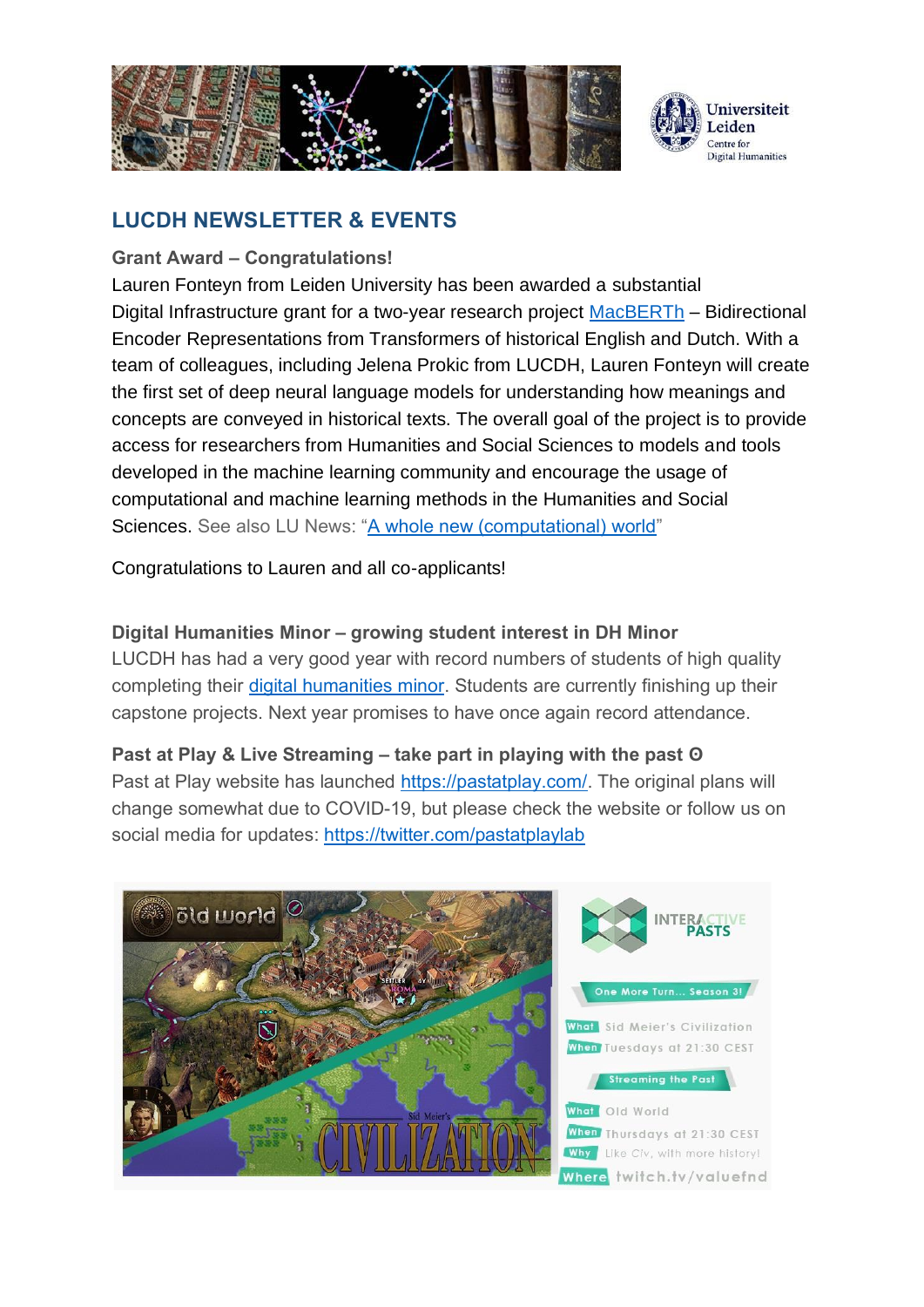## LUCDH NEWSLETTER & EVENTS

**Grant Award – Congratulations!**

Lauren Fonteyn from Leiden University has been awarded a substantial Digital Infrastructure grant for a two-year research project MacBERTh – Bidirectional Encoder Representations from Transformers of historical English and Dutch. With a team of colleagues, including Jelena Prokic from LUCDH, Lauren Fonteyn will create the first set of deep neural language models for understanding how meanings and concepts are conveyed in historical texts. The overall goal of the project is to provide access for researchers from Humanities and Social Sciences to models and tools developed in the machine learning community and encourage the usage of computational and machine learning methods in the Humanities and Social Sciences. See also LU News: "A whole new (computational) world"

Congratulations to Lauren and all co-applicants!

**Digital Humanities Minor – growing student interest in DH Minor**

LUCDH has had a very good year with record numbers of students of high quality completing their digital humanities minor. Students are currently finishing up their capstone projects. Next year promises to have once again record attendance.

**Past at Play & Live Streaming – take part in playing with the past ☺**

Past at Play website has launched https://pastatplay.com/. The original plans will change somewhat due to COVID-19, but please check the website or follow us on social media for updates: https://twitter.com/pastatplaylab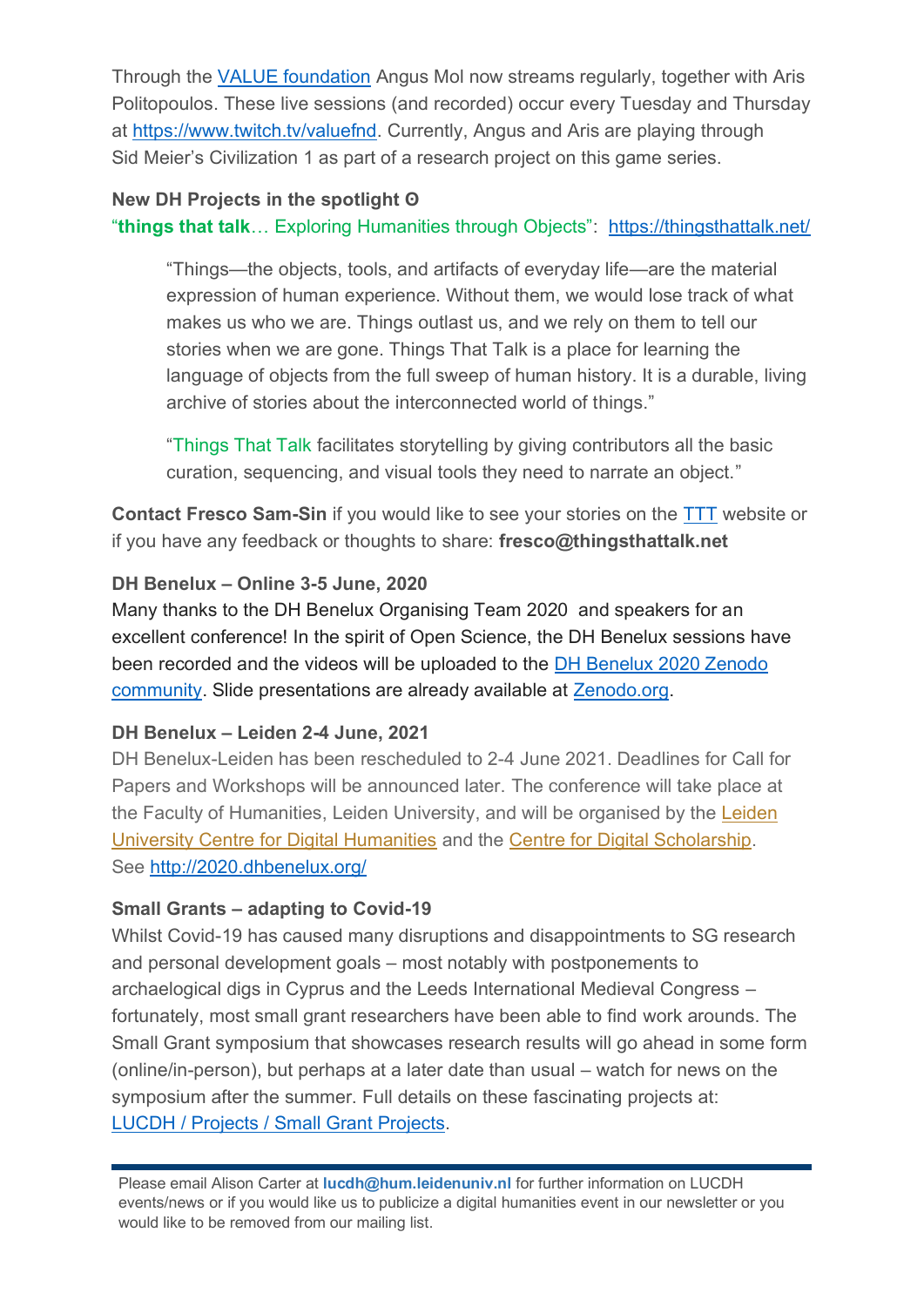Through the VALUE foundation Angus Mol now streams regularly, together with Aris Politopoulos. These live sessions (and recorded) occur every Tuesday and Thursday at https://www.twitch.tv/valuefnd. Currently, Angus and Aris are playing through Sid Meier's Civilization 1 as part of a research project on this game series.

**New DH Projects in the spotlight ʘ**

"**things that talk**… Exploring Humanities through Objects": https://thingsthattalk.net/

> "Things—the objects, tools, and artifacts of everyday life—are the material expression of human experience. Without them, we would lose track of what makes us who we are. Things outlast us, and we rely on them to tell our stories when we are gone. Things That Talk is a place for learning the language of objects from the full sweep of human history. It is a durable, living archive of stories about the interconnected world of things."
>
> "Things That Talk facilitates storytelling by giving contributors all the basic curation, sequencing, and visual tools they need to narrate an object."

**Contact Fresco Sam-Sin** if you would like to see your stories on the TTT website or if you have any feedback or thoughts to share: **fresco@thingsthattalk.net**

**DH Benelux – Online 3-5 June, 2020**

Many thanks to the DH Benelux Organising Team 2020 and speakers for an excellent conference! In the spirit of Open Science, the DH Benelux sessions have been recorded and the videos will be uploaded to the DH Benelux 2020 Zenodo community. Slide presentations are already available at Zenodo.org.

**DH Benelux – Leiden 2-4 June, 2021**

DH Benelux-Leiden has been rescheduled to 2-4 June 2021. Deadlines for Call for Papers and Workshops will be announced later. The conference will take place at the Faculty of Humanities, Leiden University, and will be organised by the Leiden University Centre for Digital Humanities and the Centre for Digital Scholarship. See http://2020.dhbenelux.org/

**Small Grants – adapting to Covid-19**

Whilst Covid-19 has caused many disruptions and disappointments to SG research and personal development goals – most notably with postponements to archaelogical digs in Cyprus and the Leeds International Medieval Congress – fortunately, most small grant researchers have been able to find work arounds. The Small Grant symposium that showcases research results will go ahead in some form (online/in-person), but perhaps at a later date than usual – watch for news on the symposium after the summer. Full details on these fascinating projects at: LUCDH / Projects / Small Grant Projects.

---

Please email Alison Carter at **lucdh@hum.leidenuniv.nl** for further information on LUCDH events/news or if you would like us to publicize a digital humanities event in our newsletter or you would like to be removed from our mailing list.